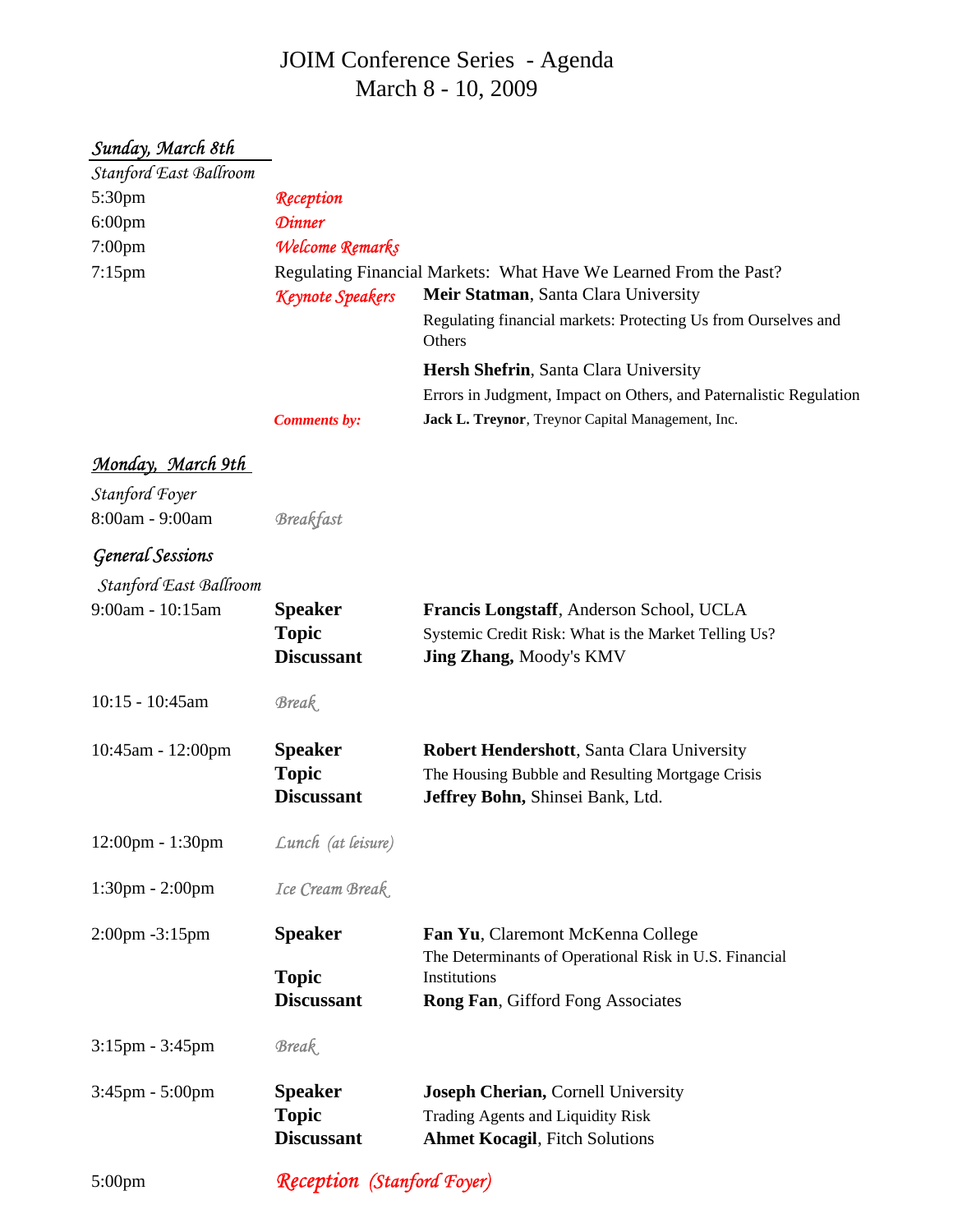# JOIM Conference Series - Agenda
## March 8 - 10, 2009

### *Sunday, March 8th*

*Stanford East Ballroom*

5:30pm — *Reception*

6:00pm — *Dinner*

7:00pm — *Welcome Remarks*

7:15pm — Regulating Financial Markets: What Have We Learned From the Past?

*Keynote Speakers*

**Meir Statman**, Santa Clara University
Regulating financial markets: Protecting Us from Ourselves and Others

**Hersh Shefrin**, Santa Clara University
Errors in Judgment, Impact on Others, and Paternalistic Regulation

***Comments by:*** **Jack L. Treynor**, Treynor Capital Management, Inc.

### *Monday, March 9th*

*Stanford Foyer*

8:00am - 9:00am — *Breakfast*

### *General Sessions*

*Stanford East Ballroom*

**9:00am - 10:15am**
- **Speaker:** **Francis Longstaff**, Anderson School, UCLA
- **Topic:** Systemic Credit Risk: What is the Market Telling Us?
- **Discussant:** **Jing Zhang,** Moody's KMV

10:15 - 10:45am — *Break*

**10:45am - 12:00pm**
- **Speaker:** **Robert Hendershott**, Santa Clara University
- **Topic:** The Housing Bubble and Resulting Mortgage Crisis
- **Discussant:** **Jeffrey Bohn,** Shinsei Bank, Ltd.

12:00pm - 1:30pm — *Lunch (at leisure)*

1:30pm - 2:00pm — *Ice Cream Break*

**2:00pm -3:15pm**
- **Speaker:** **Fan Yu**, Claremont McKenna College
- **Topic:** The Determinants of Operational Risk in U.S. Financial Institutions
- **Discussant:** **Rong Fan**, Gifford Fong Associates

3:15pm - 3:45pm — *Break*

**3:45pm - 5:00pm**
- **Speaker:** **Joseph Cherian,** Cornell University
- **Topic:** Trading Agents and Liquidity Risk
- **Discussant:** **Ahmet Kocagil**, Fitch Solutions

5:00pm — *Reception (Stanford Foyer)*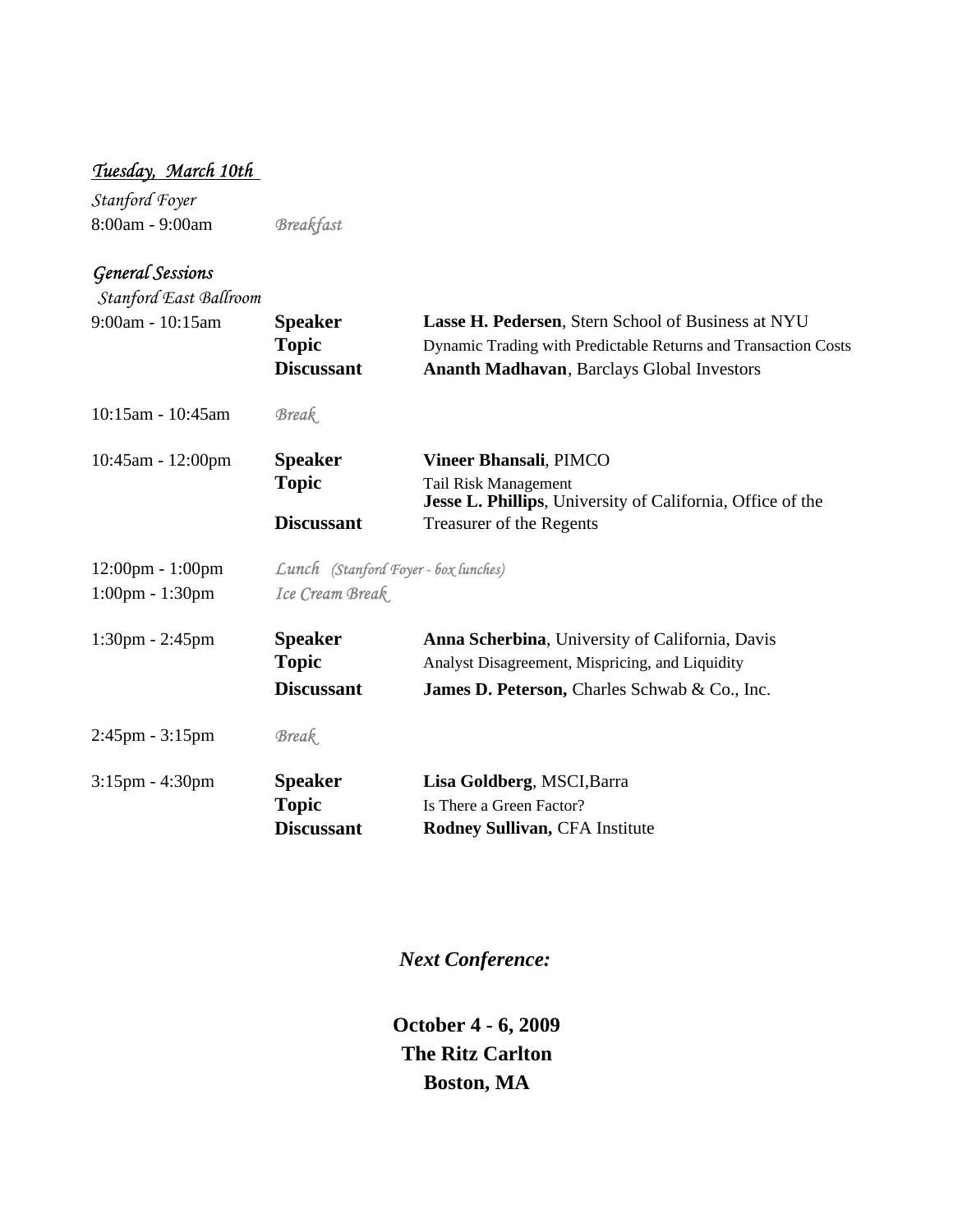*Tuesday, March 10th*

*Stanford Foyer*

8:00am - 9:00am *Breakfast*

## *General Sessions*

*Stanford East Ballroom*

| | | |
|---|---|---|
| 9:00am - 10:15am | **Speaker** | **Lasse H. Pedersen**, Stern School of Business at NYU |
| | **Topic** | Dynamic Trading with Predictable Returns and Transaction Costs |
| | **Discussant** | **Ananth Madhavan**, Barclays Global Investors |
| 10:15am - 10:45am | *Break* | |
| 10:45am - 12:00pm | **Speaker** | **Vineer Bhansali**, PIMCO |
| | **Topic** | Tail Risk Management |
| | **Discussant** | **Jesse L. Phillips**, University of California, Office of the Treasurer of the Regents |
| 12:00pm - 1:00pm | *Lunch (Stanford Foyer - box lunches)* | |
| 1:00pm - 1:30pm | *Ice Cream Break* | |
| 1:30pm - 2:45pm | **Speaker** | **Anna Scherbina**, University of California, Davis |
| | **Topic** | Analyst Disagreement, Mispricing, and Liquidity |
| | **Discussant** | **James D. Peterson,** Charles Schwab & Co., Inc. |
| 2:45pm - 3:15pm | *Break* | |
| 3:15pm - 4:30pm | **Speaker** | **Lisa Goldberg**, MSCI,Barra |
| | **Topic** | Is There a Green Factor? |
| | **Discussant** | **Rodney Sullivan,** CFA Institute |

***Next Conference:***

**October 4 - 6, 2009**
**The Ritz Carlton**
**Boston, MA**